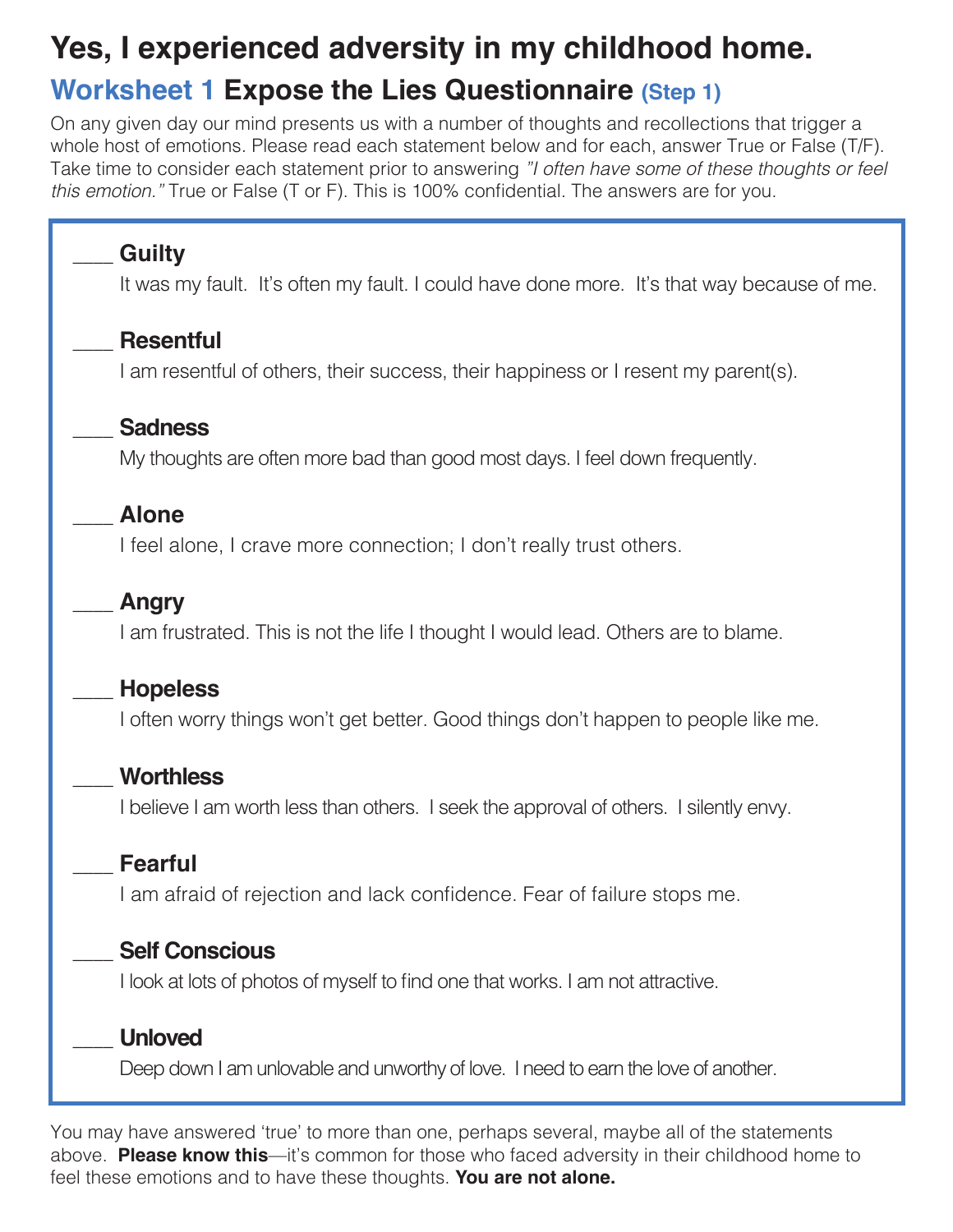# Yes, I experienced adversity in my childhood home.

## Worksheet 1 Expose the Lies Questionnaire (Step 1)

On any given day our mind presents us with a number of thoughts and recollections that trigger a whole host of emotions. Please read each statement below and for each, answer True or False (T/F). Take time to consider each statement prior to answering *"I often have some of these thoughts or feel this emotion."* True or False (T or F). This is 100% confidential. The answers are for you.

___ **Guilty**
It was my fault. It's often my fault. I could have done more. It's that way because of me.

___ **Resentful**
I am resentful of others, their success, their happiness or I resent my parent(s).

___ **Sadness**
My thoughts are often more bad than good most days. I feel down frequently.

___ **Alone**
I feel alone, I crave more connection; I don't really trust others.

___ **Angry**
I am frustrated. This is not the life I thought I would lead. Others are to blame.

___ **Hopeless**
I often worry things won't get better. Good things don't happen to people like me.

___ **Worthless**
I believe I am worth less than others. I seek the approval of others. I silently envy.

___ **Fearful**
I am afraid of rejection and lack confidence. Fear of failure stops me.

___ **Self Conscious**
I look at lots of photos of myself to find one that works. I am not attractive.

___ **Unloved**
Deep down I am unlovable and unworthy of love. I need to earn the love of another.

You may have answered 'true' to more than one, perhaps several, maybe all of the statements above. **Please know this**—it's common for those who faced adversity in their childhood home to feel these emotions and to have these thoughts. **You are not alone.**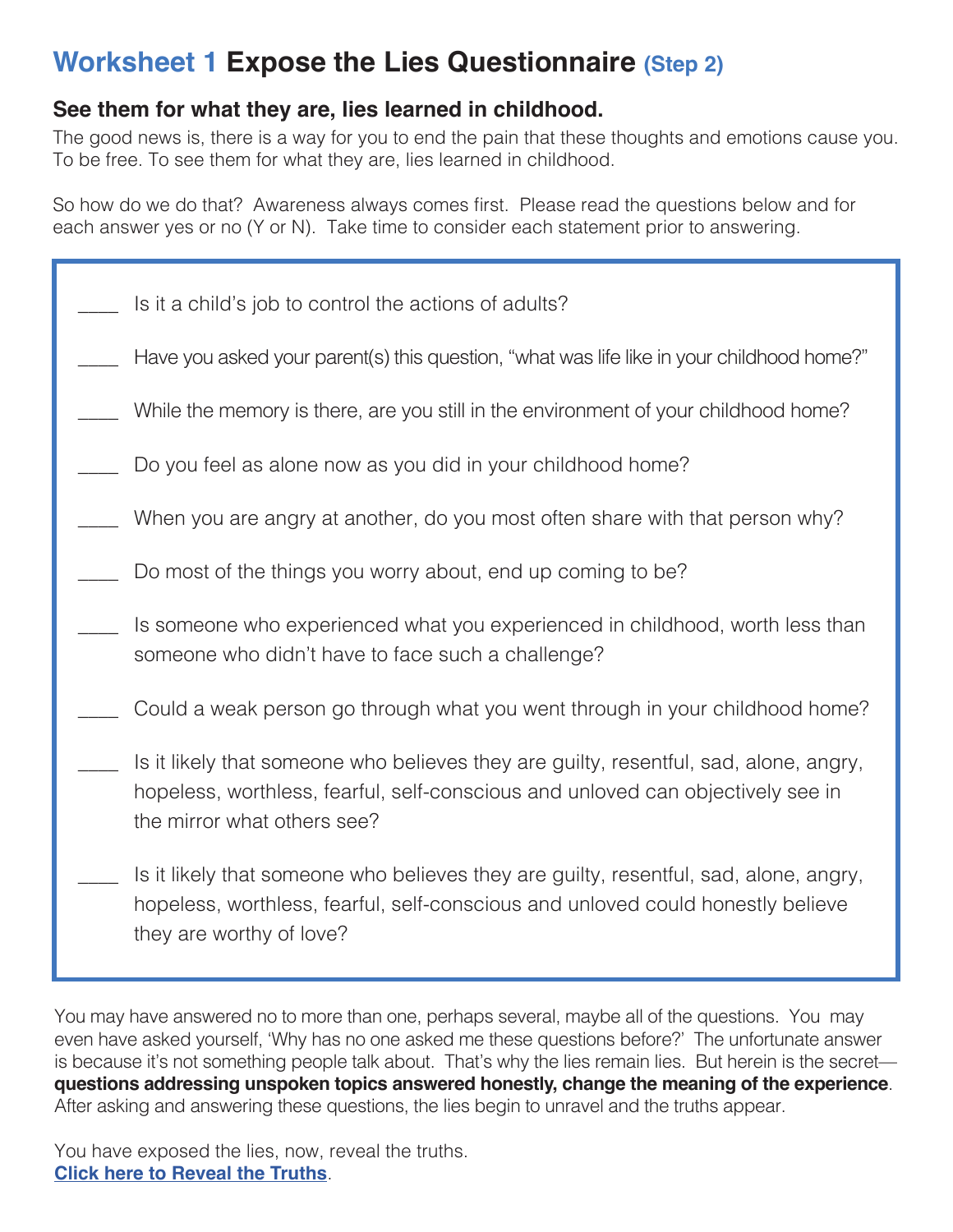# Worksheet 1 Expose the Lies Questionnaire (Step 2)

### See them for what they are, lies learned in childhood.

The good news is, there is a way for you to end the pain that these thoughts and emotions cause you. To be free. To see them for what they are, lies learned in childhood.

So how do we do that? Awareness always comes first. Please read the questions below and for each answer yes or no (Y or N). Take time to consider each statement prior to answering.

____ Is it a child's job to control the actions of adults?

____ Have you asked your parent(s) this question, "what was life like in your childhood home?"

____ While the memory is there, are you still in the environment of your childhood home?

____ Do you feel as alone now as you did in your childhood home?

____ When you are angry at another, do you most often share with that person why?

____ Do most of the things you worry about, end up coming to be?

____ Is someone who experienced what you experienced in childhood, worth less than someone who didn't have to face such a challenge?

____ Could a weak person go through what you went through in your childhood home?

____ Is it likely that someone who believes they are guilty, resentful, sad, alone, angry, hopeless, worthless, fearful, self-conscious and unloved can objectively see in the mirror what others see?

____ Is it likely that someone who believes they are guilty, resentful, sad, alone, angry, hopeless, worthless, fearful, self-conscious and unloved could honestly believe they are worthy of love?

You may have answered no to more than one, perhaps several, maybe all of the questions. You may even have asked yourself, 'Why has no one asked me these questions before?' The unfortunate answer is because it's not something people talk about. That's why the lies remain lies. But herein is the secret—**questions addressing unspoken topics answered honestly, change the meaning of the experience**. After asking and answering these questions, the lies begin to unravel and the truths appear.

You have exposed the lies, now, reveal the truths.
**Click here to Reveal the Truths**.